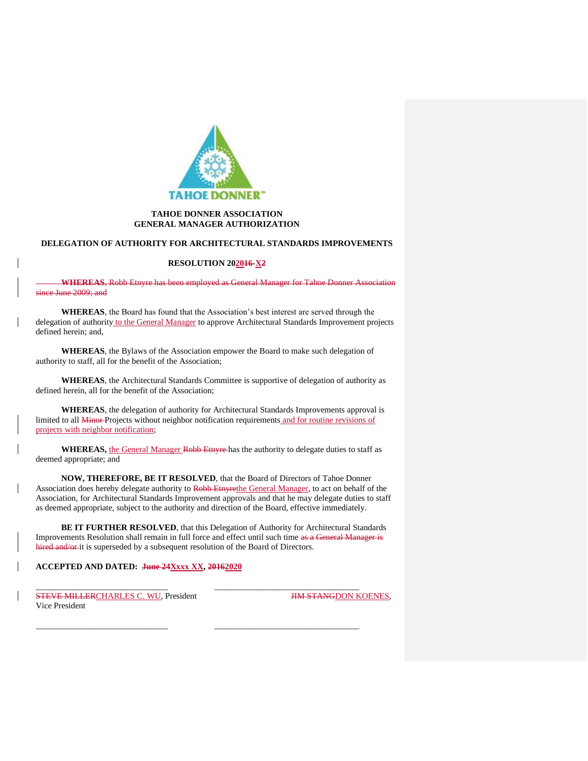TAHOE DONNER

**TAHOE DONNER ASSOCIATION**
**GENERAL MANAGER AUTHORIZATION**

**DELEGATION OF AUTHORITY FOR ARCHITECTURAL STANDARDS IMPROVEMENTS**

**RESOLUTION 202016-X2**

~~**WHEREAS**, Robb Etnyre has been employed as General Manager for Tahoe Donner Association since June 2009; and~~

**WHEREAS**, the Board has found that the Association's best interest are served through the delegation of authority to the General Manager to approve Architectural Standards Improvement projects defined herein; and,

**WHEREAS**, the Bylaws of the Association empower the Board to make such delegation of authority to staff, all for the benefit of the Association;

**WHEREAS**, the Architectural Standards Committee is supportive of delegation of authority as defined herein, all for the benefit of the Association;

**WHEREAS**, the delegation of authority for Architectural Standards Improvements approval is limited to all ~~Minor~~ Projects without neighbor notification requirements and for routine revisions of projects with neighbor notification;

**WHEREAS,** the General Manager ~~Robb Etnyre~~ has the authority to delegate duties to staff as deemed appropriate; and

**NOW, THEREFORE, BE IT RESOLVED**, that the Board of Directors of Tahoe Donner Association does hereby delegate authority to ~~Robb Etnyre~~the General Manager, to act on behalf of the Association, for Architectural Standards Improvement approvals and that he may delegate duties to staff as deemed appropriate, subject to the authority and direction of the Board, effective immediately.

**BE IT FURTHER RESOLVED**, that this Delegation of Authority for Architectural Standards Improvements Resolution shall remain in full force and effect until such time ~~as a General Manager is hired and/or~~ it is superseded by a subsequent resolution of the Board of Directors.

**ACCEPTED AND DATED: ~~June 24~~Xxxx XX, ~~2016~~2020**

\_\_\_\_\_\_\_\_\_\_\_\_\_\_\_\_\_\_\_\_\_\_\_\_\_\_\_\_\_\_ \_\_\_\_\_\_\_\_\_\_\_\_\_\_\_\_\_\_\_\_\_\_\_\_\_\_\_\_\_\_\_\_\_
~~STEVE MILLER~~CHARLES C. WU, President ~~JIM STANG~~DON KOENES, Vice President

\_\_\_\_\_\_\_\_\_\_\_\_\_\_\_\_\_\_\_\_\_\_\_\_\_\_\_\_\_\_ \_\_\_\_\_\_\_\_\_\_\_\_\_\_\_\_\_\_\_\_\_\_\_\_\_\_\_\_\_\_\_\_\_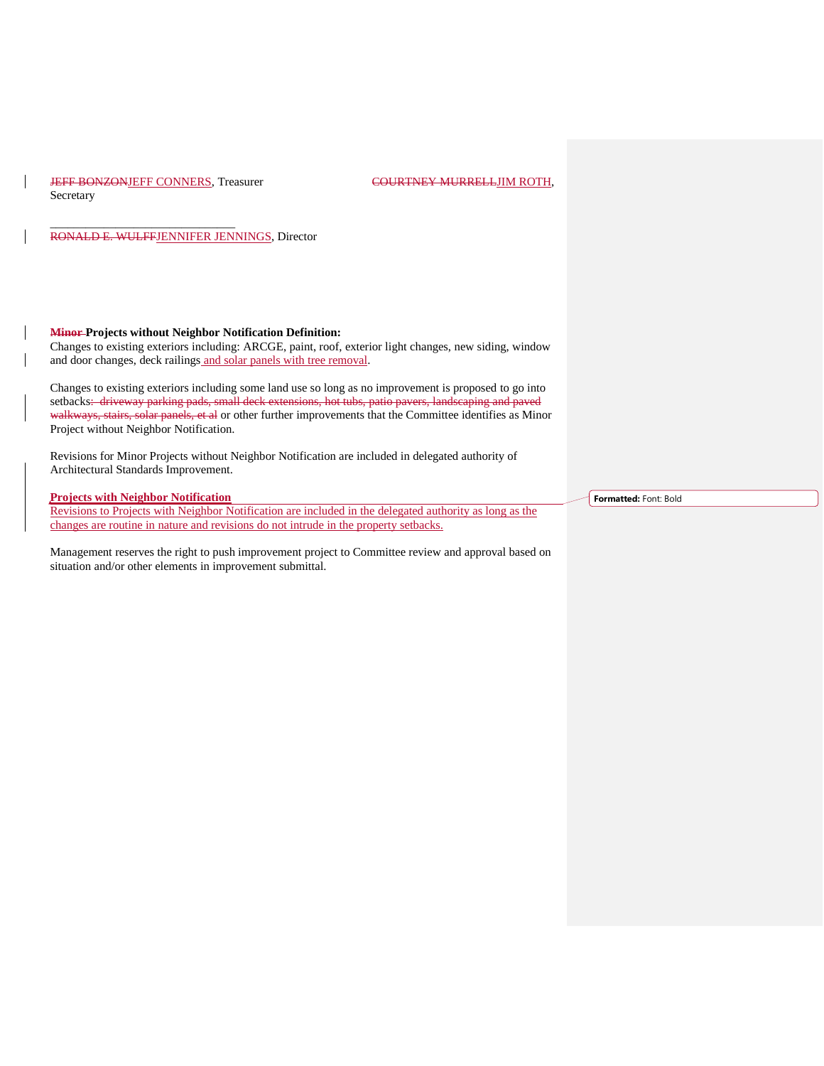~~JEFF BONZON~~JEFF CONNERS, Treasurer ~~COURTNEY MURRELL~~JIM ROTH, Secretary

\_\_\_\_\_\_\_\_\_\_\_\_\_\_\_\_\_\_\_\_\_\_\_\_\_\_\_\_\_\_\_\_\_
~~RONALD E. WULFF~~JENNIFER JENNINGS, Director

**~~Minor~~ Projects without Neighbor Notification Definition:**
Changes to existing exteriors including: ARCGE, paint, roof, exterior light changes, new siding, window and door changes, deck railings and solar panels with tree removal.

Changes to existing exteriors including some land use so long as no improvement is proposed to go into setbacks~~: driveway parking pads, small deck extensions, hot tubs, patio pavers, landscaping and paved walkways, stairs, solar panels, et al~~ or other further improvements that the Committee identifies as Minor Project without Neighbor Notification.

Revisions for Minor Projects without Neighbor Notification are included in delegated authority of Architectural Standards Improvement.

**Projects with Neighbor Notification**
Revisions to Projects with Neighbor Notification are included in the delegated authority as long as the changes are routine in nature and revisions do not intrude in the property setbacks.

Management reserves the right to push improvement project to Committee review and approval based on situation and/or other elements in improvement submittal.

Formatted: Font: Bold